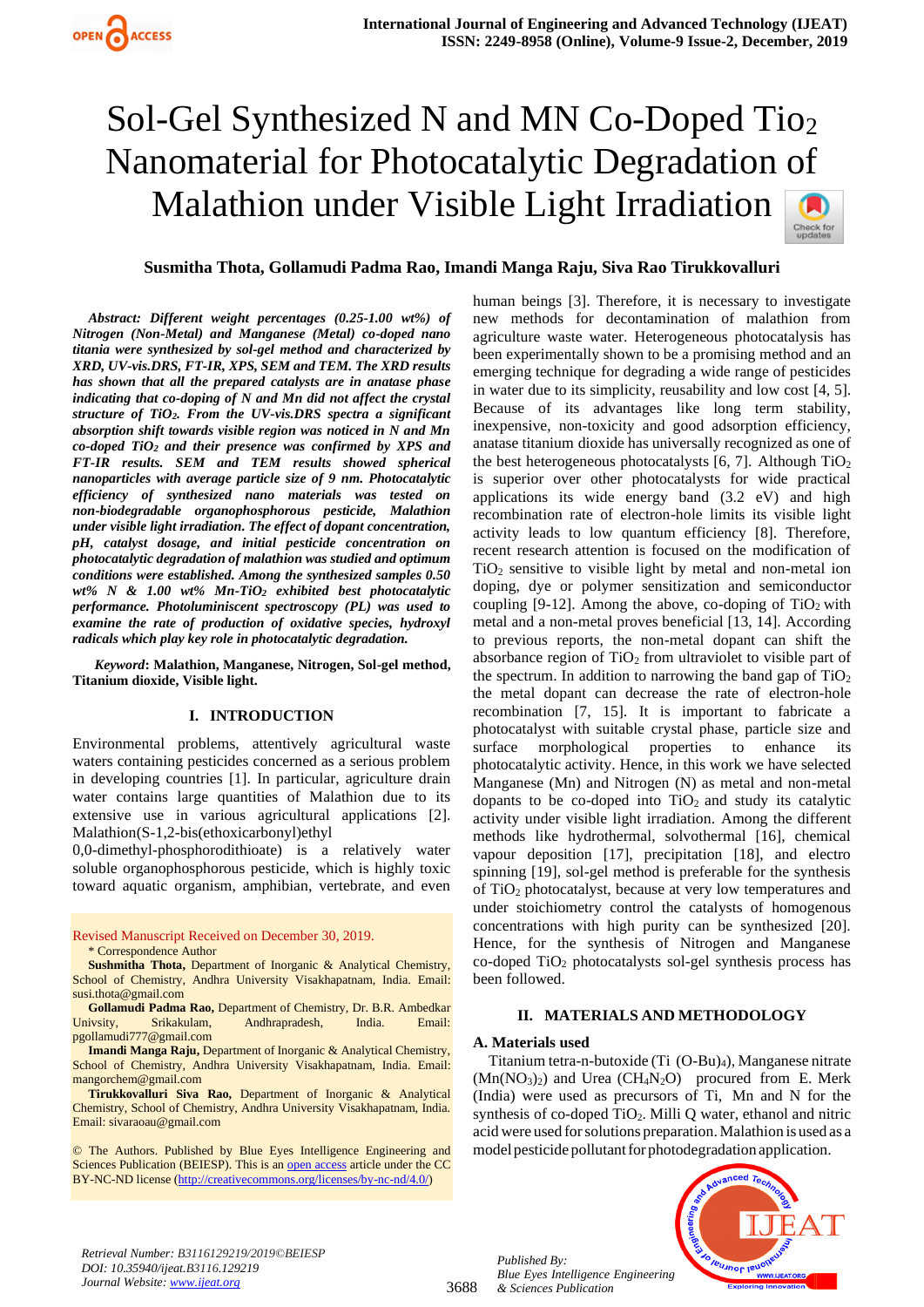# Sol-Gel Synthesized N and MN Co-Doped $TiO_2$ Nanomaterial for Photocatalytic Degradation of Malathion under Visible Light Irradiation

**Susmitha Thota, Gollamudi Padma Rao, Imandi Manga Raju, Siva Rao Tirukkovalluri**

***Abstract: Different weight percentages (0.25-1.00 wt%) of Nitrogen (Non-Metal) and Manganese (Metal) co-doped nano titania were synthesized by sol-gel method and characterized by XRD, UV-vis.DRS, FT-IR, XPS, SEM and TEM. The XRD results has shown that all the prepared catalysts are in anatase phase indicating that co-doping of N and Mn did not affect the crystal structure of $TiO_2$. From the UV-vis.DRS spectra a significant absorption shift towards visible region was noticed in N and Mn co-doped $TiO_2$ and their presence was confirmed by XPS and FT-IR results. SEM and TEM results showed spherical nanoparticles with average particle size of 9 nm. Photocatalytic efficiency of synthesized nano materials was tested on non-biodegradable organophosphorous pesticide, Malathion under visible light irradiation. The effect of dopant concentration, pH, catalyst dosage, and initial pesticide concentration on photocatalytic degradation of malathion was studied and optimum conditions were established. Among the synthesized samples 0.50 wt% N & 1.00 wt% Mn-$TiO_2$ exhibited best photocatalytic performance. Photoluminiscent spectroscopy (PL) was used to examine the rate of production of oxidative species, hydroxyl radicals which play key role in photocatalytic degradation.***

***Keyword*: Malathion, Manganese, Nitrogen, Sol-gel method, Titanium dioxide, Visible light.**

## I. INTRODUCTION

Environmental problems, attentively agricultural waste waters containing pesticides concerned as a serious problem in developing countries [1]. In particular, agriculture drain water contains large quantities of Malathion due to its extensive use in various agricultural applications [2]. Malathion(S-1,2-bis(ethoxicarbonyl)ethyl 0,0-dimethyl-phosphorodithioate) is a relatively water soluble organophosphorous pesticide, which is highly toxic toward aquatic organism, amphibian, vertebrate, and even human beings [3]. Therefore, it is necessary to investigate new methods for decontamination of malathion from agriculture waste water. Heterogeneous photocatalysis has been experimentally shown to be a promising method and an emerging technique for degrading a wide range of pesticides in water due to its simplicity, reusability and low cost [4, 5]. Because of its advantages like long term stability, inexpensive, non-toxicity and good adsorption efficiency, anatase titanium dioxide has universally recognized as one of the best heterogeneous photocatalysts [6, 7]. Although $TiO_2$ is superior over other photocatalysts for wide practical applications its wide energy band (3.2 eV) and high recombination rate of electron-hole limits its visible light activity leads to low quantum efficiency [8]. Therefore, recent research attention is focused on the modification of $TiO_2$ sensitive to visible light by metal and non-metal ion doping, dye or polymer sensitization and semiconductor coupling [9-12]. Among the above, co-doping of $TiO_2$ with metal and a non-metal proves beneficial [13, 14]. According to previous reports, the non-metal dopant can shift the absorbance region of $TiO_2$ from ultraviolet to visible part of the spectrum. In addition to narrowing the band gap of $TiO_2$ the metal dopant can decrease the rate of electron-hole recombination [7, 15]. It is important to fabricate a photocatalyst with suitable crystal phase, particle size and surface morphological properties to enhance its photocatalytic activity. Hence, in this work we have selected Manganese (Mn) and Nitrogen (N) as metal and non-metal dopants to be co-doped into $TiO_2$ and study its catalytic activity under visible light irradiation. Among the different methods like hydrothermal, solvothermal [16], chemical vapour deposition [17], precipitation [18], and electro spinning [19], sol-gel method is preferable for the synthesis of $TiO_2$ photocatalyst, because at very low temperatures and under stoichiometry control the catalysts of homogenous concentrations with high purity can be synthesized [20]. Hence, for the synthesis of Nitrogen and Manganese co-doped $TiO_2$ photocatalysts sol-gel synthesis process has been followed.

## II. MATERIALS AND METHODOLOGY

### A. Materials used

Titanium tetra-n-butoxide (Ti (O-Bu)$_4$), Manganese nitrate ($Mn(NO_3)_2$) and Urea ($CH_4N_2O$) procured from E. Merk (India) were used as precursors of Ti, Mn and N for the synthesis of co-doped $TiO_2$. Milli Q water, ethanol and nitric acid were used for solutions preparation. Malathion is used as a model pesticide pollutant for photodegradation application.

Revised Manuscript Received on December 30, 2019.

\* Correspondence Author

**Sushmitha Thota,** Department of Inorganic & Analytical Chemistry, School of Chemistry, Andhra University Visakhapatnam, India. Email: susi.thota@gmail.com

**Gollamudi Padma Rao,** Department of Chemistry, Dr. B.R. Ambedkar Univsity, Srikakulam, Andhrapradesh, India. Email: pgollamudi777@gmail.com

**Imandi Manga Raju,** Department of Inorganic & Analytical Chemistry, School of Chemistry, Andhra University Visakhapatnam, India. Email: mangorchem@gmail.com

**Tirukkovalluri Siva Rao,** Department of Inorganic & Analytical Chemistry, School of Chemistry, Andhra University Visakhapatnam, India. Email: sivaraoau@gmail.com

© The Authors. Published by Blue Eyes Intelligence Engineering and Sciences Publication (BEIESP). This is an open access article under the CC BY-NC-ND license (http://creativecommons.org/licenses/by-nc-nd/4.0/)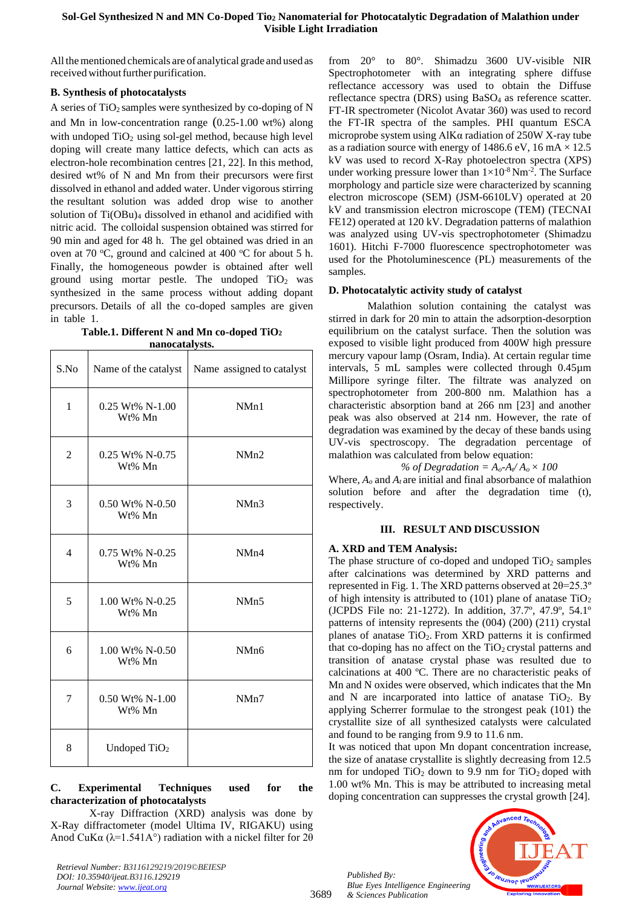All the mentioned chemicals are of analytical grade and used as received without further purification.

### B. Synthesis of photocatalysts

A series of $TiO_2$ samples were synthesized by co-doping of N and Mn in low-concentration range (0.25-1.00 wt%) along with undoped $TiO_2$ using sol-gel method, because high level doping will create many lattice defects, which can acts as electron-hole recombination centres [21, 22]. In this method, desired wt% of N and Mn from their precursors were first dissolved in ethanol and added water. Under vigorous stirring the resultant solution was added drop wise to another solution of $Ti(OBu)_4$ dissolved in ethanol and acidified with nitric acid. The colloidal suspension obtained was stirred for 90 min and aged for 48 h. The gel obtained was dried in an oven at 70 ºC, ground and calcined at 400 ºC for about 5 h. Finally, the homogeneous powder is obtained after well ground using mortar pestle. The undoped $TiO_2$ was synthesized in the same process without adding dopant precursors. Details of all the co-doped samples are given in table 1.

**Table.1. Different N and Mn co-doped $TiO_2$ nanocatalysts.**

| S.No | Name of the catalyst | Name assigned to catalyst |
|---|---|---|
| 1 | 0.25 Wt% N-1.00 Wt% Mn | NMn1 |
| 2 | 0.25 Wt% N-0.75 Wt% Mn | NMn2 |
| 3 | 0.50 Wt% N-0.50 Wt% Mn | NMn3 |
| 4 | 0.75 Wt% N-0.25 Wt% Mn | NMn4 |
| 5 | 1.00 Wt% N-0.25 Wt% Mn | NMn5 |
| 6 | 1.00 Wt% N-0.50 Wt% Mn | NMn6 |
| 7 | 0.50 Wt% N-1.00 Wt% Mn | NMn7 |
| 8 | Undoped $TiO_2$ | |

### C. Experimental Techniques used for the characterization of photocatalysts

X-ray Diffraction (XRD) analysis was done by X-Ray diffractometer (model Ultima IV, RIGAKU) using Anod CuKα (λ=1.541A°) radiation with a nickel filter for 2θ from 20° to 80°. Shimadzu 3600 UV-visible NIR Spectrophotometer with an integrating sphere diffuse reflectance accessory was used to obtain the Diffuse reflectance spectra (DRS) using $BaSO_4$ as reference scatter. FT-IR spectrometer (Nicolot Avatar 360) was used to record the FT-IR spectra of the samples. PHI quantum ESCA microprobe system using AlKα radiation of 250W X-ray tube as a radiation source with energy of 1486.6 eV, 16 mA × 12.5 kV was used to record X-Ray photoelectron spectra (XPS) under working pressure lower than $1\times10^{-8}$ $Nm^{-2}$. The Surface morphology and particle size were characterized by scanning electron microscope (SEM) (JSM-6610LV) operated at 20 kV and transmission electron microscope (TEM) (TECNAI FE12) operated at 120 kV. Degradation patterns of malathion was analyzed using UV-vis spectrophotometer (Shimadzu 1601). Hitchi F-7000 fluorescence spectrophotometer was used for the Photoluminescence (PL) measurements of the samples.

### D. Photocatalytic activity study of catalyst

Malathion solution containing the catalyst was stirred in dark for 20 min to attain the adsorption-desorption equilibrium on the catalyst surface. Then the solution was exposed to visible light produced from 400W high pressure mercury vapour lamp (Osram, India). At certain regular time intervals, 5 mL samples were collected through 0.45µm Millipore syringe filter. The filtrate was analyzed on spectrophotometer from 200-800 nm. Malathion has a characteristic absorption band at 266 nm [23] and another peak was also observed at 214 nm. However, the rate of degradation was examined by the decay of these bands using UV-vis spectroscopy. The degradation percentage of malathion was calculated from below equation:

$$\% \text{ of Degradation} = A_o - A_t / A_o \times 100$$

Where, $A_o$ and $A_t$ are initial and final absorbance of malathion solution before and after the degradation time (t), respectively.

## III. RESULT AND DISCUSSION

### A. XRD and TEM Analysis:

The phase structure of co-doped and undoped $TiO_2$ samples after calcinations was determined by XRD patterns and represented in Fig. 1. The XRD patterns observed at 2θ=25.3º of high intensity is attributed to (101) plane of anatase $TiO_2$ (JCPDS File no: 21-1272). In addition, 37.7º, 47.9º, 54.1º patterns of intensity represents the (004) (200) (211) crystal planes of anatase $TiO_2$. From XRD patterns it is confirmed that co-doping has no affect on the $TiO_2$ crystal patterns and transition of anatase crystal phase was resulted due to calcinations at 400 ºC. There are no characteristic peaks of Mn and N oxides were observed, which indicates that the Mn and N are incorporated into lattice of anatase $TiO_2$. By applying Scherrer formulae to the strongest peak (101) the crystallite size of all synthesized catalysts were calculated and found to be ranging from 9.9 to 11.6 nm.

It was noticed that upon Mn dopant concentration increase, the size of anatase crystallite is slightly decreasing from 12.5 nm for undoped $TiO_2$ down to 9.9 nm for $TiO_2$ doped with 1.00 wt% Mn. This is may be attributed to increasing metal doping concentration can suppresses the crystal growth [24].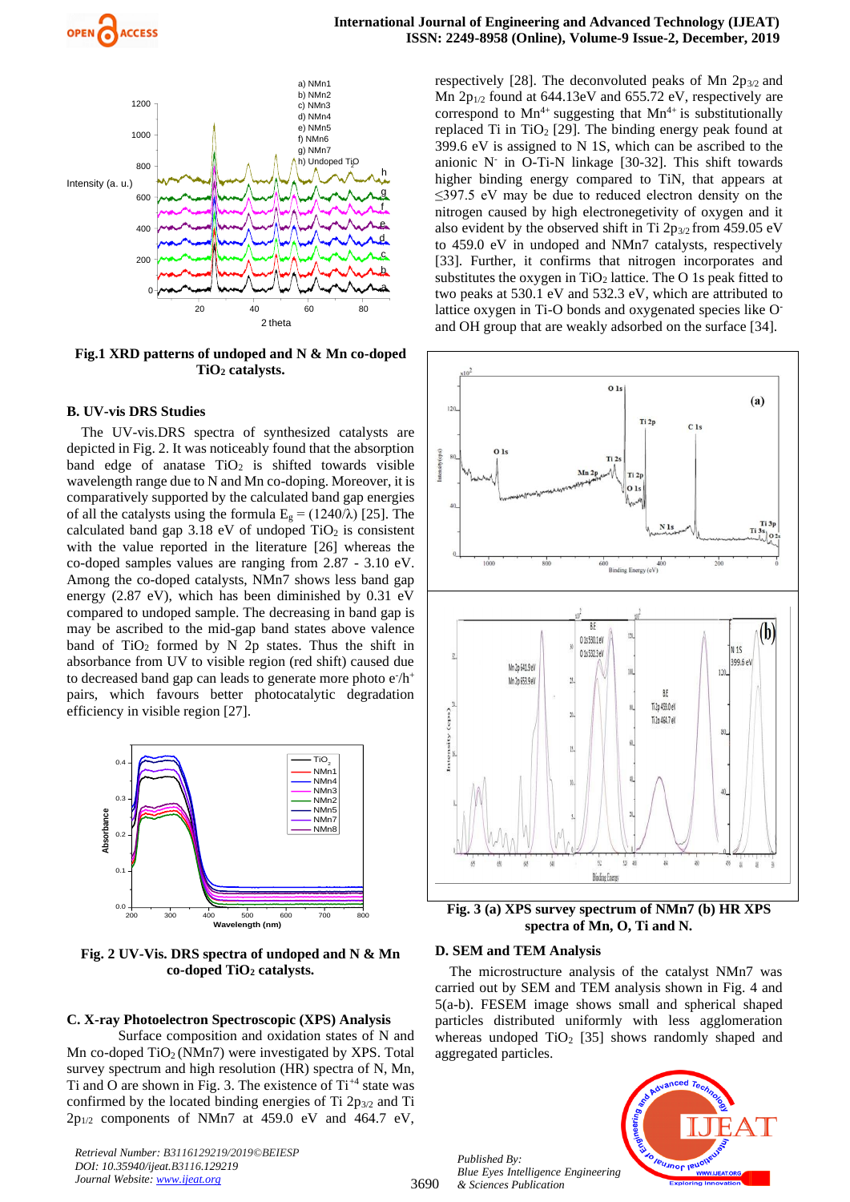Fig.1 XRD patterns of undoped and N & Mn co-doped $TiO_2$ catalysts.

### B. UV-vis DRS Studies

The UV-vis.DRS spectra of synthesized catalysts are depicted in Fig. 2. It was noticeably found that the absorption band edge of anatase $TiO_2$ is shifted towards visible wavelength range due to N and Mn co-doping. Moreover, it is comparatively supported by the calculated band gap energies of all the catalysts using the formula $E_g = (1240/\lambda)$ [25]. The calculated band gap 3.18 eV of undoped $TiO_2$ is consistent with the value reported in the literature [26] whereas the co-doped samples values are ranging from 2.87 - 3.10 eV. Among the co-doped catalysts, NMn7 shows less band gap energy (2.87 eV), which has been diminished by 0.31 eV compared to undoped sample. The decreasing in band gap is may be ascribed to the mid-gap band states above valence band of $TiO_2$ formed by N 2p states. Thus the shift in absorbance from UV to visible region (red shift) caused due to decreased band gap can leads to generate more photo $e^-/h^+$ pairs, which favours better photocatalytic degradation efficiency in visible region [27].

Fig. 2 UV-Vis. DRS spectra of undoped and N & Mn co-doped $TiO_2$ catalysts.

### C. X-ray Photoelectron Spectroscopic (XPS) Analysis

Surface composition and oxidation states of N and Mn co-doped $TiO_2$ (NMn7) were investigated by XPS. Total survey spectrum and high resolution (HR) spectra of N, Mn, Ti and O are shown in Fig. 3. The existence of $Ti^{+4}$ state was confirmed by the located binding energies of Ti $2p_{3/2}$ and Ti $2p_{1/2}$ components of NMn7 at 459.0 eV and 464.7 eV, respectively [28]. The deconvoluted peaks of Mn $2p_{3/2}$ and Mn $2p_{1/2}$ found at 644.13eV and 655.72 eV, respectively are correspond to $Mn^{4+}$ suggesting that $Mn^{4+}$ is substitutionally replaced Ti in $TiO_2$ [29]. The binding energy peak found at 399.6 eV is assigned to N 1S, which can be ascribed to the anionic $N^-$ in O-Ti-N linkage [30-32]. This shift towards higher binding energy compared to TiN, that appears at ≤397.5 eV may be due to reduced electron density on the nitrogen caused by high electronegetivity of oxygen and it also evident by the observed shift in Ti $2p_{3/2}$ from 459.05 eV to 459.0 eV in undoped and NMn7 catalysts, respectively [33]. Further, it confirms that nitrogen incorporates and substitutes the oxygen in $TiO_2$ lattice. The O 1s peak fitted to two peaks at 530.1 eV and 532.3 eV, which are attributed to lattice oxygen in Ti-O bonds and oxygenated species like $O^-$ and OH group that are weakly adsorbed on the surface [34].

Fig. 3 (a) XPS survey spectrum of NMn7 (b) HR XPS spectra of Mn, O, Ti and N.

### D. SEM and TEM Analysis

The microstructure analysis of the catalyst NMn7 was carried out by SEM and TEM analysis shown in Fig. 4 and 5(a-b). FESEM image shows small and spherical shaped particles distributed uniformly with less agglomeration whereas undoped $TiO_2$ [35] shows randomly shaped and aggregated particles.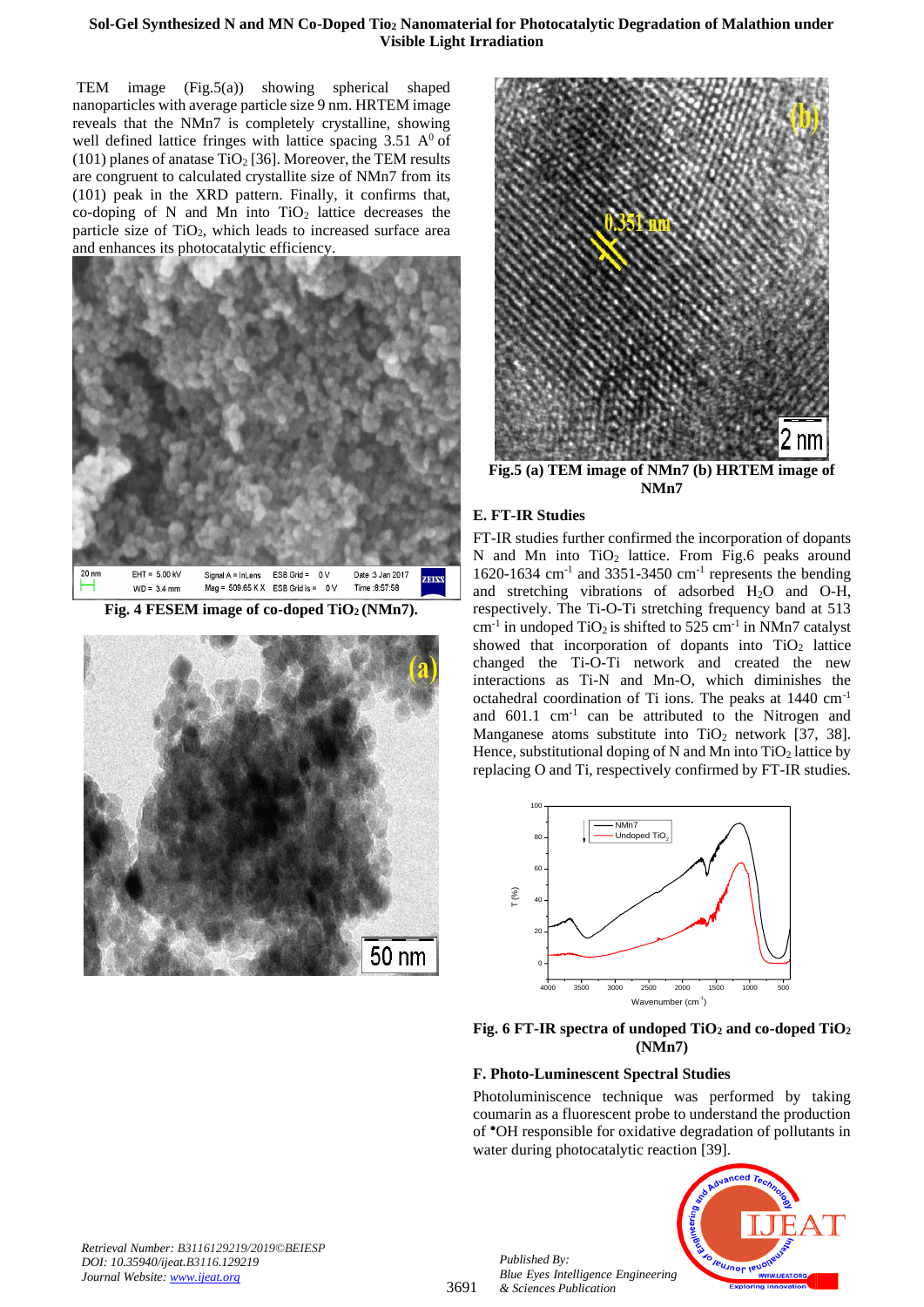TEM image (Fig.5(a)) showing spherical shaped nanoparticles with average particle size 9 nm. HRTEM image reveals that the NMn7 is completely crystalline, showing well defined lattice fringes with lattice spacing 3.51 $A^0$ of (101) planes of anatase $TiO_2$ [36]. Moreover, the TEM results are congruent to calculated crystallite size of NMn7 from its (101) peak in the XRD pattern. Finally, it confirms that, co-doping of N and Mn into $TiO_2$ lattice decreases the particle size of $TiO_2$, which leads to increased surface area and enhances its photocatalytic efficiency.

**Fig. 4 FESEM image of co-doped $TiO_2$ (NMn7).**

**Fig.5 (a) TEM image of NMn7 (b) HRTEM image of NMn7**

### E. FT-IR Studies

FT-IR studies further confirmed the incorporation of dopants N and Mn into $TiO_2$ lattice. From Fig.6 peaks around 1620-1634 $cm^{-1}$ and 3351-3450 $cm^{-1}$ represents the bending and stretching vibrations of adsorbed $H_2O$ and O-H, respectively. The Ti-O-Ti stretching frequency band at 513 $cm^{-1}$ in undoped $TiO_2$ is shifted to 525 $cm^{-1}$ in NMn7 catalyst showed that incorporation of dopants into $TiO_2$ lattice changed the Ti-O-Ti network and created the new interactions as Ti-N and Mn-O, which diminishes the octahedral coordination of Ti ions. The peaks at 1440 $cm^{-1}$ and 601.1 $cm^{-1}$ can be attributed to the Nitrogen and Manganese atoms substitute into $TiO_2$ network [37, 38]. Hence, substitutional doping of N and Mn into $TiO_2$ lattice by replacing O and Ti, respectively confirmed by FT-IR studies.

**Fig. 6 FT-IR spectra of undoped $TiO_2$ and co-doped $TiO_2$ (NMn7)**

### F. Photo-Luminescent Spectral Studies

Photoluminiscence technique was performed by taking coumarin as a fluorescent probe to understand the production of $^{\bullet}$OH responsible for oxidative degradation of pollutants in water during photocatalytic reaction [39].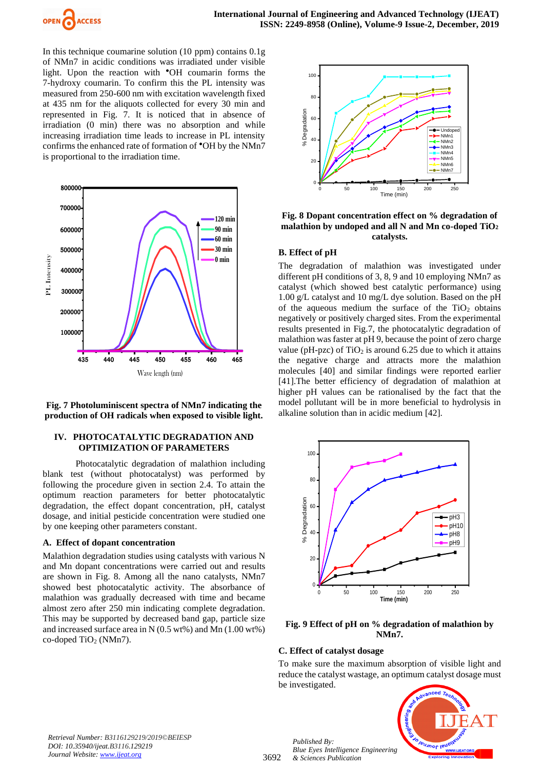In this technique coumarine solution (10 ppm) contains 0.1g of NMn7 in acidic conditions was irradiated under visible light. Upon the reaction with •OH coumarin forms the 7-hydroxy coumarin. To confirm this the PL intensity was measured from 250-600 nm with excitation wavelength fixed at 435 nm for the aliquots collected for every 30 min and represented in Fig. 7. It is noticed that in absence of irradiation (0 min) there was no absorption and while increasing irradiation time leads to increase in PL intensity confirms the enhanced rate of formation of •OH by the NMn7 is proportional to the irradiation time.

**Fig. 7 Photoluminiscent spectra of NMn7 indicating the production of OH radicals when exposed to visible light.**

## IV. PHOTOCATALYTIC DEGRADATION AND OPTIMIZATION OF PARAMETERS

Photocatalytic degradation of malathion including blank test (without photocatalyst) was performed by following the procedure given in section 2.4. To attain the optimum reaction parameters for better photocatalytic degradation, the effect dopant concentration, pH, catalyst dosage, and initial pesticide concentration were studied one by one keeping other parameters constant.

### A. Effect of dopant concentration

Malathion degradation studies using catalysts with various N and Mn dopant concentrations were carried out and results are shown in Fig. 8. Among all the nano catalysts, NMn7 showed best photocatalytic activity. The absorbance of malathion was gradually decreased with time and became almost zero after 250 min indicating complete degradation. This may be supported by decreased band gap, particle size and increased surface area in N (0.5 wt%) and Mn (1.00 wt%) co-doped $TiO_2$ (NMn7).

**Fig. 8 Dopant concentration effect on % degradation of malathion by undoped and all N and Mn co-doped $TiO_2$ catalysts.**

### B. Effect of pH

The degradation of malathion was investigated under different pH conditions of 3, 8, 9 and 10 employing NMn7 as catalyst (which showed best catalytic performance) using 1.00 g/L catalyst and 10 mg/L dye solution. Based on the pH of the aqueous medium the surface of the $TiO_2$ obtains negatively or positively charged sites. From the experimental results presented in Fig.7, the photocatalytic degradation of malathion was faster at pH 9, because the point of zero charge value (pH-pzc) of $TiO_2$ is around 6.25 due to which it attains the negative charge and attracts more the malathion molecules [40] and similar findings were reported earlier [41].The better efficiency of degradation of malathion at higher pH values can be rationalised by the fact that the model pollutant will be in more beneficial to hydrolysis in alkaline solution than in acidic medium [42].

**Fig. 9 Effect of pH on % degradation of malathion by NMn7.**

### C. Effect of catalyst dosage

To make sure the maximum absorption of visible light and reduce the catalyst wastage, an optimum catalyst dosage must be investigated.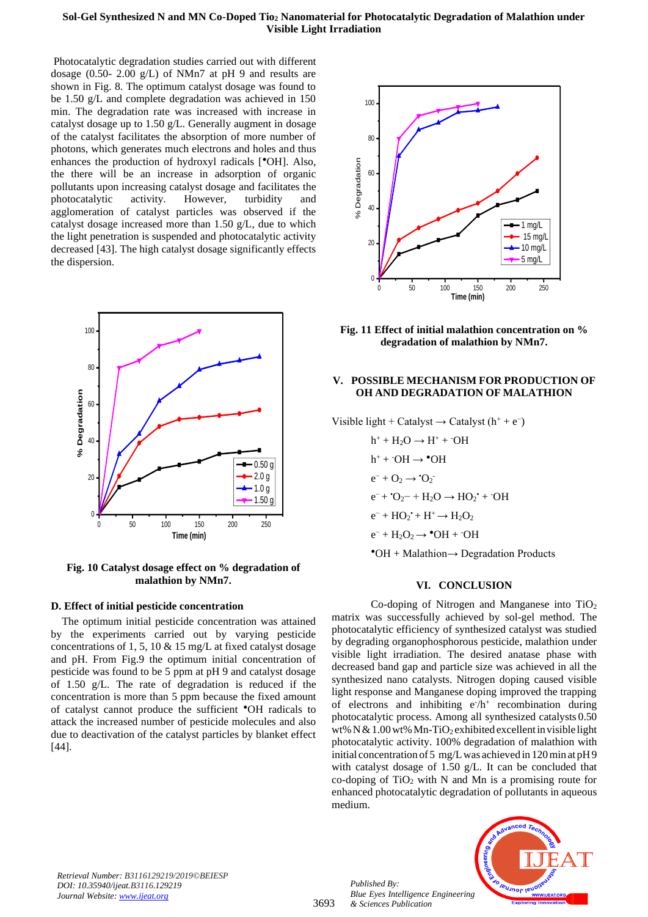Photocatalytic degradation studies carried out with different dosage (0.50- 2.00 g/L) of NMn7 at pH 9 and results are shown in Fig. 8. The optimum catalyst dosage was found to be 1.50 g/L and complete degradation was achieved in 150 min. The degradation rate was increased with increase in catalyst dosage up to 1.50 g/L. Generally augment in dosage of the catalyst facilitates the absorption of more number of photons, which generates much electrons and holes and thus enhances the production of hydroxyl radicals [•OH]. Also, the there will be an increase in adsorption of organic pollutants upon increasing catalyst dosage and facilitates the photocatalytic activity. However, turbidity and agglomeration of catalyst particles was observed if the catalyst dosage increased more than 1.50 g/L, due to which the light penetration is suspended and photocatalytic activity decreased [43]. The high catalyst dosage significantly effects the dispersion.

**Fig. 10 Catalyst dosage effect on % degradation of malathion by NMn7.**

### D. Effect of initial pesticide concentration

The optimum initial pesticide concentration was attained by the experiments carried out by varying pesticide concentrations of 1, 5, 10 & 15 mg/L at fixed catalyst dosage and pH. From Fig.9 the optimum initial concentration of pesticide was found to be 5 ppm at pH 9 and catalyst dosage of 1.50 g/L. The rate of degradation is reduced if the concentration is more than 5 ppm because the fixed amount of catalyst cannot produce the sufficient •OH radicals to attack the increased number of pesticide molecules and also due to deactivation of the catalyst particles by blanket effect [44].

**Fig. 11 Effect of initial malathion concentration on % degradation of malathion by NMn7.**

## V. POSSIBLE MECHANISM FOR PRODUCTION OF OH AND DEGRADATION OF MALATHION

Visible light + Catalyst → Catalyst ($h^+ + e^-$)

$$h^+ + H_2O \rightarrow H^+ + {}^-OH$$

$$h^+ + {}^-OH \rightarrow {}^\bullet OH$$

$$e^- + O_2 \rightarrow {}^\bullet O_2^-$$

$$e^- + {}^\bullet O_2^- + H_2O \rightarrow HO_2^\bullet + {}^-OH$$

$$e^- + HO_2^\bullet + H^+ \rightarrow H_2O_2$$

$$e^- + H_2O_2 \rightarrow {}^\bullet OH + {}^-OH$$

$${}^\bullet OH + \text{Malathion} \rightarrow \text{Degradation Products}$$

## VI. CONCLUSION

Co-doping of Nitrogen and Manganese into $TiO_2$ matrix was successfully achieved by sol-gel method. The photocatalytic efficiency of synthesized catalyst was studied by degrading organophosphorous pesticide, malathion under visible light irradiation. The desired anatase phase with decreased band gap and particle size was achieved in all the synthesized nano catalysts. Nitrogen doping caused visible light response and Manganese doping improved the trapping of electrons and inhibiting $e^-/h^+$ recombination during photocatalytic process. Among all synthesized catalysts 0.50 wt% N & 1.00 wt% Mn-$TiO_2$ exhibited excellent in visible light photocatalytic activity. 100% degradation of malathion with initial concentration of 5 mg/L was achieved in 120 min at pH 9 with catalyst dosage of 1.50 g/L. It can be concluded that co-doping of $TiO_2$ with N and Mn is a promising route for enhanced photocatalytic degradation of pollutants in aqueous medium.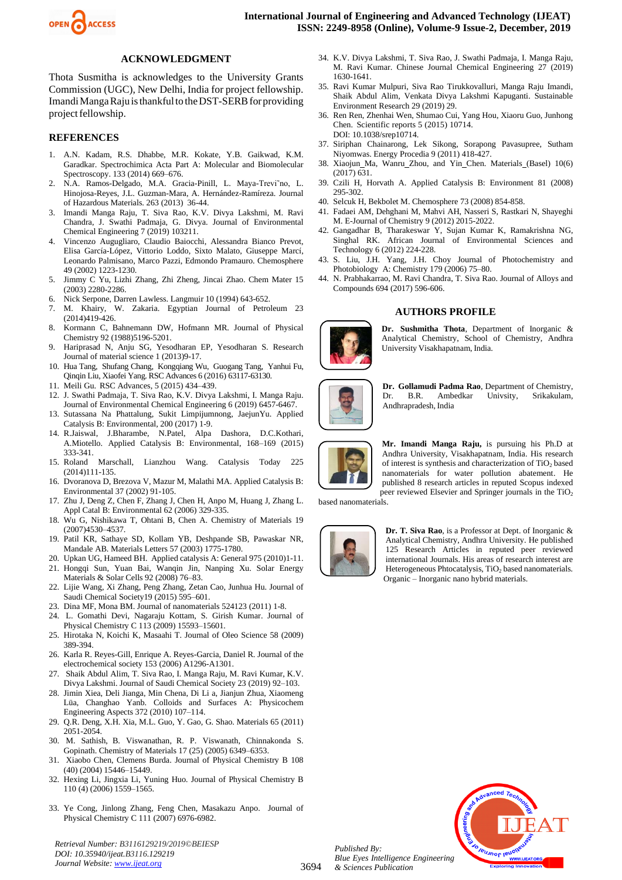## ACKNOWLEDGMENT

Thota Susmitha is acknowledges to the University Grants Commission (UGC), New Delhi, India for project fellowship. Imandi Manga Raju is thankful to the DST-SERB for providing project fellowship.

## REFERENCES

1. A.N. Kadam, R.S. Dhabbe, M.R. Kokate, Y.B. Gaikwad, K.M. Garadkar. Spectrochimica Acta Part A: Molecular and Biomolecular Spectroscopy. 133 (2014) 669–676.
2. N.A. Ramos-Delgado, M.A. Gracia-Pinill, L. Maya-Trevi˜no, L. Hinojosa-Reyes, J.L. Guzman-Mara, A. Hernández-Ramíreza. Journal of Hazardous Materials. 263 (2013) 36-44.
3. Imandi Manga Raju, T. Siva Rao, K.V. Divya Lakshmi, M. Ravi Chandra, J. Swathi Padmaja, G. Divya. Journal of Environmental Chemical Engineering 7 (2019) 103211.
4. Vincenzo Augugliaro, Claudio Baiocchi, Alessandra Bianco Prevot, Elisa García-López, Vittorio Loddo, Sixto Malato, Giuseppe Marcí, Leonardo Palmisano, Marco Pazzi, Edmondo Pramauro. Chemosphere 49 (2002) 1223-1230.
5. Jimmy C Yu, Lizhi Zhang, Zhi Zheng, Jincai Zhao. Chem Mater 15 (2003) 2280-2286.
6. Nick Serpone, Darren Lawless. Langmuir 10 (1994) 643-652.
7. M. Khairy, W. Zakaria. Egyptian Journal of Petroleum 23 (2014)419-426.
8. Kormann C, Bahnemann DW, Hofmann MR. Journal of Physical Chemistry 92 (1988)5196-5201.
9. Hariprasad N, Anju SG, Yesodharan EP, Yesodharan S. Research Journal of material science 1 (2013)9-17.
10. Hua Tang, Shufang Chang, Kongqiang Wu, Guogang Tang, Yanhui Fu, Qinqin Liu, Xiaofei Yang. RSC Advances 6 (2016) 63117-63130.
11. Meili Gu. RSC Advances, 5 (2015) 434–439.
12. J. Swathi Padmaja, T. Siva Rao, K.V. Divya Lakshmi, I. Manga Raju. Journal of Environmental Chemical Engineering 6 (2019) 6457-6467.
13. Sutassana Na Phattalung, Sukit Limpijumnong, JaejunYu. Applied Catalysis B: Environmental, 200 (2017) 1-9.
14. R.Jaiswal, J.Bharambe, N.Patel, Alpa Dashora, D.C.Kothari, A.Miotello. Applied Catalysis B: Environmental, 168–169 (2015) 333-341.
15. Roland Marschall, Lianzhou Wang. Catalysis Today 225 (2014)111-135.
16. Dvoranova D, Brezova V, Mazur M, Malathi MA. Applied Catalysis B: Environmental 37 (2002) 91-105.
17. Zhu J, Deng Z, Chen F, Zhang J, Chen H, Anpo M, Huang J, Zhang L. Appl Catal B: Environmental 62 (2006) 329-335.
18. Wu G, Nishikawa T, Ohtani B, Chen A. Chemistry of Materials 19 (2007)4530–4537.
19. Patil KR, Sathaye SD, Kollam YB, Deshpande SB, Pawaskar NR, Mandale AB. Materials Letters 57 (2003) 1775-1780.
20. Upkan UG, Hameed BH. Applied catalysis A: General 975 (2010)1-11.
21. Hongqi Sun, Yuan Bai, Wanqin Jin, Nanping Xu. Solar Energy Materials & Solar Cells 92 (2008) 76–83.
22. Lijie Wang, Xi Zhang, Peng Zhang, Zetan Cao, Junhua Hu. Journal of Saudi Chemical Society19 (2015) 595–601.
23. Dina MF, Mona BM. Journal of nanomaterials 524123 (2011) 1-8.
24. L. Gomathi Devi, Nagaraju Kottam, S. Girish Kumar. Journal of Physical Chemistry C 113 (2009) 15593–15601.
25. Hirotaka N, Koichi K, Masaahi T. Journal of Oleo Science 58 (2009) 389-394.
26. Karla R. Reyes-Gill, Enrique A. Reyes-Garcia, Daniel R. Journal of the electrochemical society 153 (2006) A1296-A1301.
27. Shaik Abdul Alim, T. Siva Rao, I. Manga Raju, M. Ravi Kumar, K.V. Divya Lakshmi. Journal of Saudi Chemical Society 23 (2019) 92–103.
28. Jimin Xiea, Deli Jianga, Min Chena, Di Li a, Jianjun Zhua, Xiaomeng Lüa, Changhao Yanb. Colloids and Surfaces A: Physicochem Engineering Aspects 372 (2010) 107–114.
29. Q.R. Deng, X.H. Xia, M.L. Guo, Y. Gao, G. Shao. Materials 65 (2011) 2051-2054.
30. M. Sathish, B. Viswanathan, R. P. Viswanath, Chinnakonda S. Gopinath. Chemistry of Materials 17 (25) (2005) 6349–6353.
31. Xiaobo Chen, Clemens Burda. Journal of Physical Chemistry B 108 (40) (2004) 15446–15449.
32. Hexing Li, Jingxia Li, Yuning Huo. Journal of Physical Chemistry B 110 (4) (2006) 1559–1565.
33. Ye Cong, Jinlong Zhang, Feng Chen, Masakazu Anpo. Journal of Physical Chemistry C 111 (2007) 6976-6982.
34. K.V. Divya Lakshmi, T. Siva Rao, J. Swathi Padmaja, I. Manga Raju, M. Ravi Kumar. Chinese Journal Chemical Engineering 27 (2019) 1630-1641.
35. Ravi Kumar Mulpuri, Siva Rao Tirukkovalluri, Manga Raju Imandi, Shaik Abdul Alim, Venkata Divya Lakshmi Kapuganti. Sustainable Environment Research 29 (2019) 29.
36. Ren Ren, Zhenhai Wen, Shumao Cui, Yang Hou, Xiaoru Guo, Junhong Chen. Scientific reports 5 (2015) 10714. DOI: 10.1038/srep10714.
37. Siriphan Chainarong, Lek Sikong, Sorapong Pavasupree, Sutham Niyomwas. Energy Procedia 9 (2011) 418-427.
38. Xiaojun_Ma, Wanru_Zhou, and Yin_Chen. Materials_(Basel) 10(6) (2017) 631.
39. Czili H, Horvath A. Applied Catalysis B: Environment 81 (2008) 295-302.
40. Selcuk H, Bekbolet M. Chemosphere 73 (2008) 854-858.
41. Fadaei AM, Dehghani M, Mahvi AH, Nasseri S, Rastkari N, Shayeghi M. E-Journal of Chemistry 9 (2012) 2015-2022.
42. Gangadhar B, Tharakeswar Y, Sujan Kumar K, Ramakrishna NG, Singhal RK. African Journal of Environmental Sciences and Technology 6 (2012) 224-228.
43. S. Liu, J.H. Yang, J.H. Choy Journal of Photochemistry and Photobiology A: Chemistry 179 (2006) 75–80.
44. N. Prabhakarrao, M. Ravi Chandra, T. Siva Rao. Journal of Alloys and Compounds 694 (2017) 596-606.

## AUTHORS PROFILE

**Dr. Sushmitha Thota**, Department of Inorganic & Analytical Chemistry, School of Chemistry, Andhra University Visakhapatnam, India.

**Dr. Gollamudi Padma Rao**, Department of Chemistry, Dr. B.R. Ambedkar Univsity, Srikakulam, Andhrapradesh, India

**Mr. Imandi Manga Raju,** is pursuing his Ph.D at Andhra University, Visakhapatnam, India. His research of interest is synthesis and characterization of $TiO_2$ based nanomaterials for water pollution abatement. He published 8 research articles in reputed Scopus indexed peer reviewed Elsevier and Springer journals in the $TiO_2$ based nanomaterials.

**Dr. T. Siva Rao**, is a Professor at Dept. of Inorganic & Analytical Chemistry, Andhra University. He published 125 Research Articles in reputed peer reviewed international Journals. His areas of research interest are Heterogeneous Phtocatalysis, $TiO_2$ based nanomaterials. Organic – Inorganic nano hybrid materials.